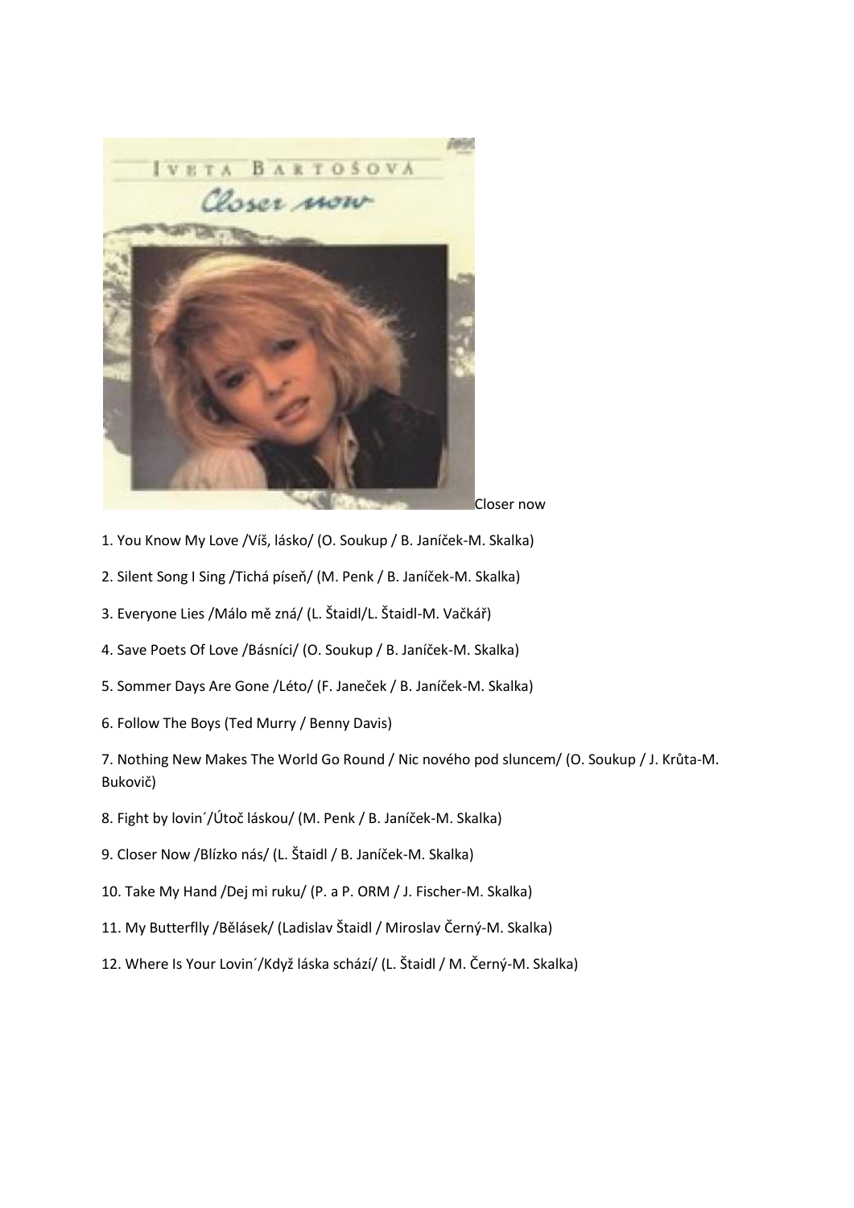Closer now

1. You Know My Love /Víš, lásko/ (O. Soukup / B. Janíček-M. Skalka)

2. Silent Song I Sing /Tichá píseň/ (M. Penk / B. Janíček-M. Skalka)

3. Everyone Lies /Málo mě zná/ (L. Štaidl/L. Štaidl-M. Vačkář)

4. Save Poets Of Love /Básníci/ (O. Soukup / B. Janíček-M. Skalka)

5. Sommer Days Are Gone /Léto/ (F. Janeček / B. Janíček-M. Skalka)

6. Follow The Boys (Ted Murry / Benny Davis)

7. Nothing New Makes The World Go Round / Nic nového pod sluncem/ (O. Soukup / J. Krůta-M. Bukovič)

8. Fight by lovin´/Útoč láskou/ (M. Penk / B. Janíček-M. Skalka)

9. Closer Now /Blízko nás/ (L. Štaidl / B. Janíček-M. Skalka)

10. Take My Hand /Dej mi ruku/ (P. a P. ORM / J. Fischer-M. Skalka)

11. My Butterflly /Bělásek/ (Ladislav Štaidl / Miroslav Černý-M. Skalka)

12. Where Is Your Lovin´/Když láska schází/ (L. Štaidl / M. Černý-M. Skalka)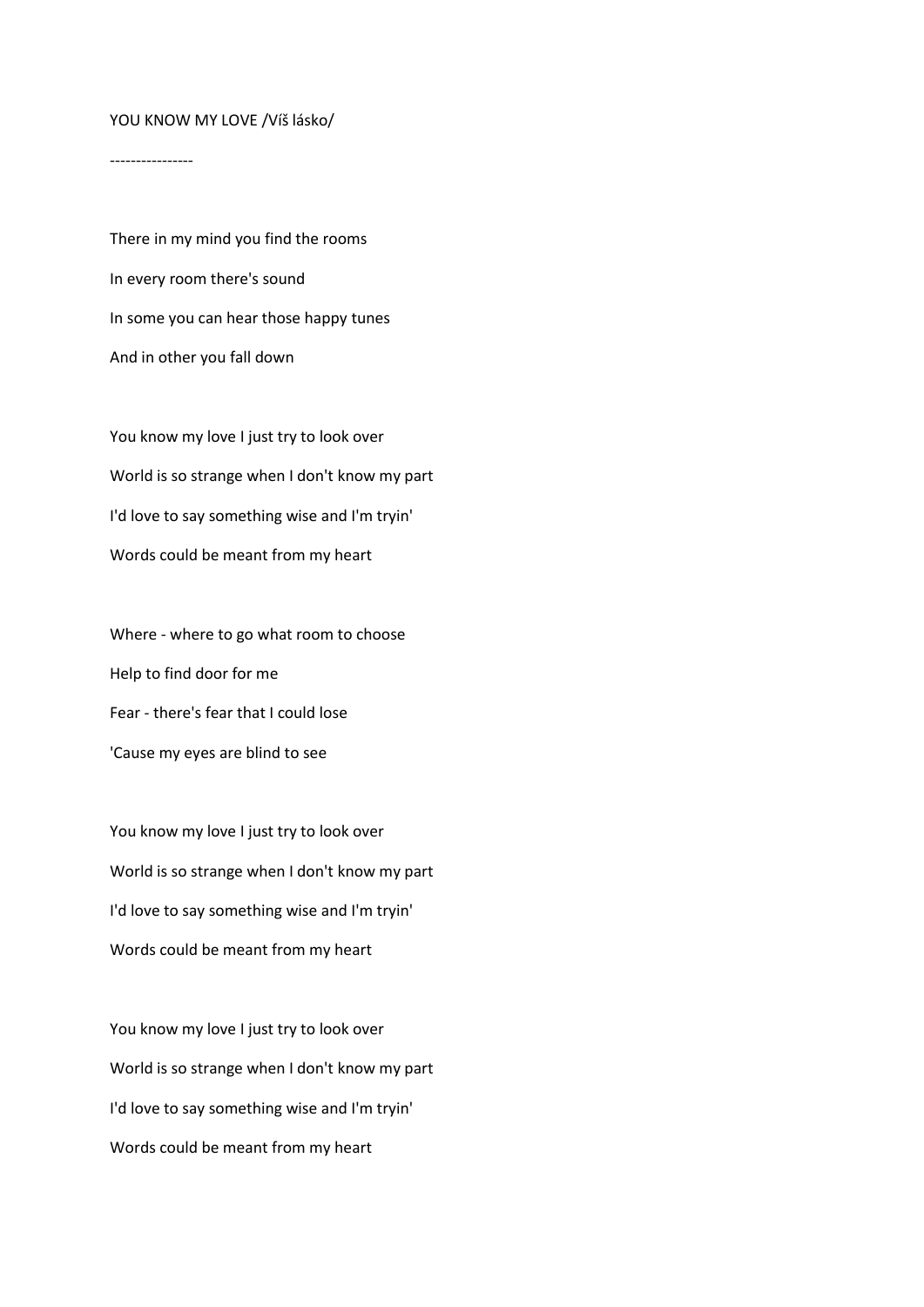YOU KNOW MY LOVE /Víš lásko/

----------------

There in my mind you find the rooms

In every room there's sound

In some you can hear those happy tunes

And in other you fall down

You know my love I just try to look over

World is so strange when I don't know my part

I'd love to say something wise and I'm tryin'

Words could be meant from my heart

Where - where to go what room to choose

Help to find door for me

Fear - there's fear that I could lose

'Cause my eyes are blind to see

You know my love I just try to look over

World is so strange when I don't know my part

I'd love to say something wise and I'm tryin'

Words could be meant from my heart

You know my love I just try to look over

World is so strange when I don't know my part

I'd love to say something wise and I'm tryin'

Words could be meant from my heart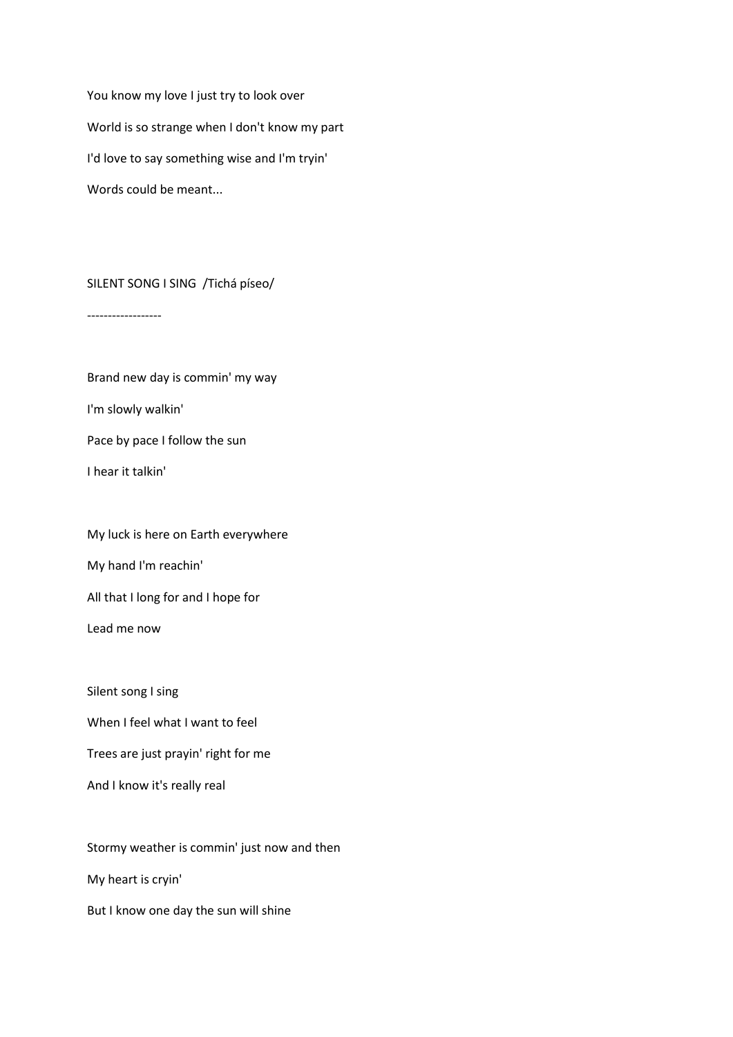You know my love I just try to look over

World is so strange when I don't know my part

I'd love to say something wise and I'm tryin'

Words could be meant...

SILENT SONG I SING /Tichá píseo/

------------------

Brand new day is commin' my way

I'm slowly walkin'

Pace by pace I follow the sun

I hear it talkin'

My luck is here on Earth everywhere

My hand I'm reachin'

All that I long for and I hope for

Lead me now

Silent song I sing

When I feel what I want to feel

Trees are just prayin' right for me

And I know it's really real

Stormy weather is commin' just now and then

My heart is cryin'

But I know one day the sun will shine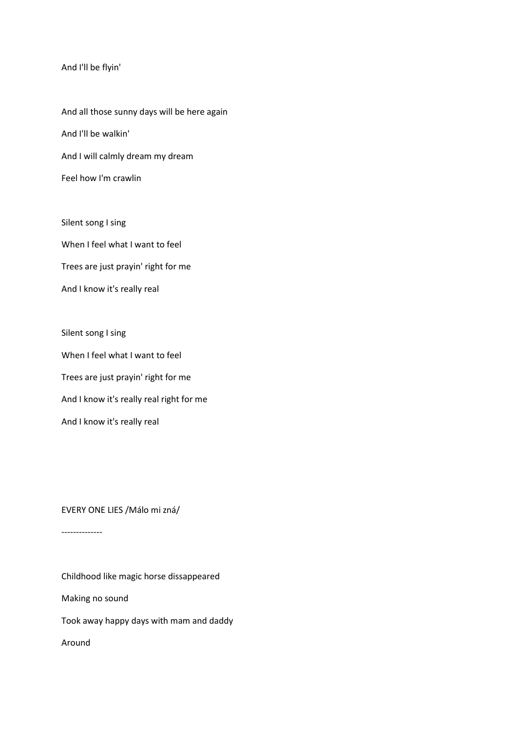And I'll be flyin'

And all those sunny days will be here again

And I'll be walkin'

And I will calmly dream my dream

Feel how I'm crawlin

Silent song I sing

When I feel what I want to feel

Trees are just prayin' right for me

And I know it's really real

Silent song I sing

When I feel what I want to feel

Trees are just prayin' right for me

And I know it's really real right for me

And I know it's really real

EVERY ONE LIES /Málo mi zná/

--------------

Childhood like magic horse dissappeared

Making no sound

Took away happy days with mam and daddy

Around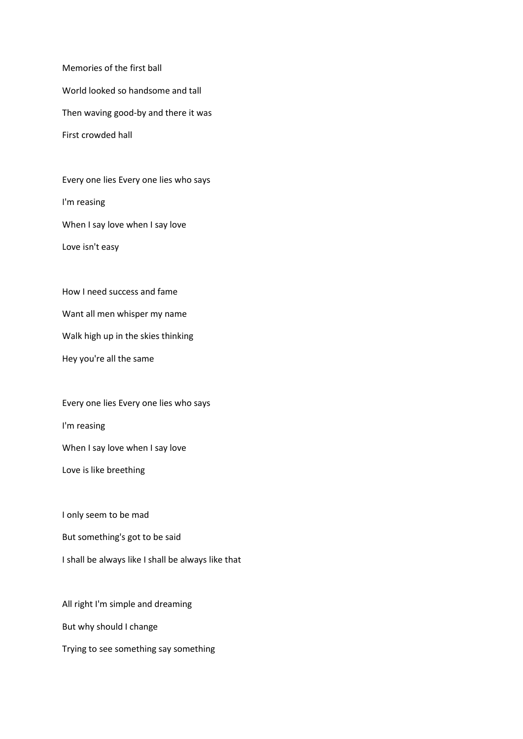Memories of the first ball

World looked so handsome and tall

Then waving good-by and there it was

First crowded hall

Every one lies Every one lies who says

I'm reasing

When I say love when I say love

Love isn't easy

How I need success and fame

Want all men whisper my name

Walk high up in the skies thinking

Hey you're all the same

Every one lies Every one lies who says

I'm reasing

When I say love when I say love

Love is like breething

I only seem to be mad

But something's got to be said

I shall be always like I shall be always like that

All right I'm simple and dreaming

But why should I change

Trying to see something say something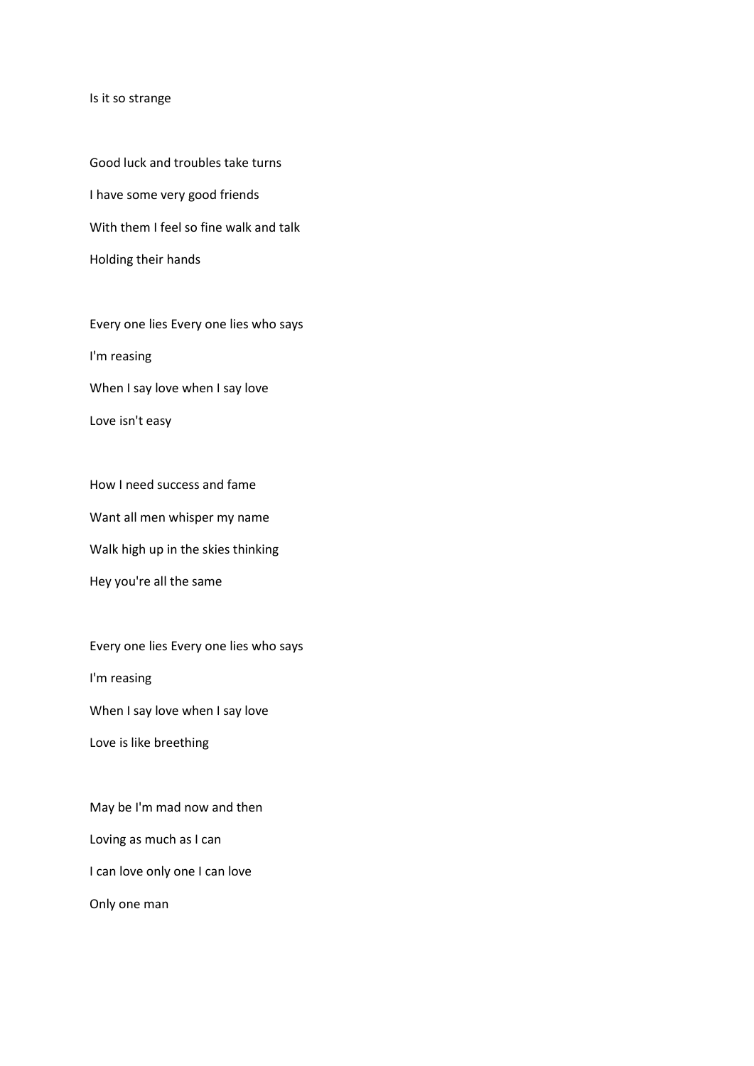Is it so strange

Good luck and troubles take turns

I have some very good friends

With them I feel so fine walk and talk

Holding their hands

Every one lies Every one lies who says

I'm reasing

When I say love when I say love

Love isn't easy

How I need success and fame

Want all men whisper my name

Walk high up in the skies thinking

Hey you're all the same

Every one lies Every one lies who says

I'm reasing

When I say love when I say love

Love is like breething

May be I'm mad now and then

Loving as much as I can

I can love only one I can love

Only one man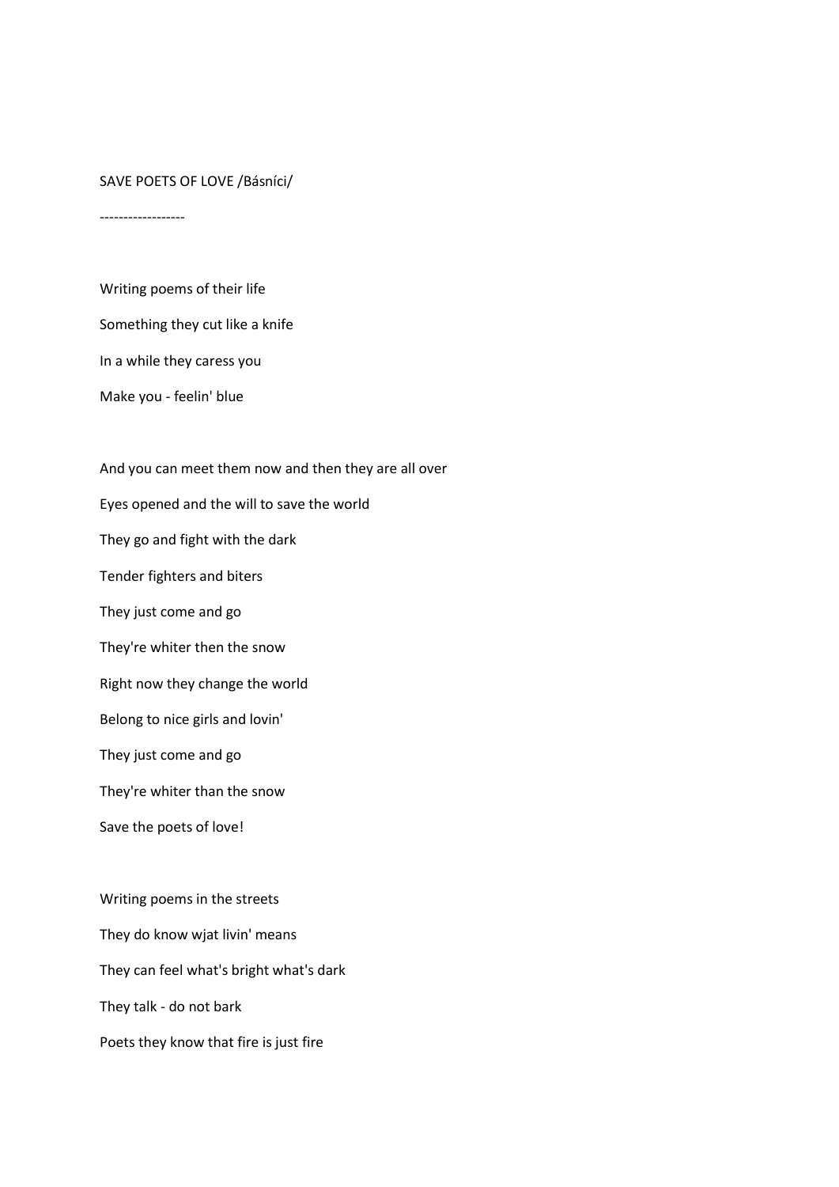SAVE POETS OF LOVE /Básníci/

------------------

Writing poems of their life

Something they cut like a knife

In a while they caress you

Make you - feelin' blue

And you can meet them now and then they are all over

Eyes opened and the will to save the world

They go and fight with the dark

Tender fighters and biters

They just come and go

They're whiter then the snow

Right now they change the world

Belong to nice girls and lovin'

They just come and go

They're whiter than the snow

Save the poets of love!

Writing poems in the streets

They do know wjat livin' means

They can feel what's bright what's dark

They talk - do not bark

Poets they know that fire is just fire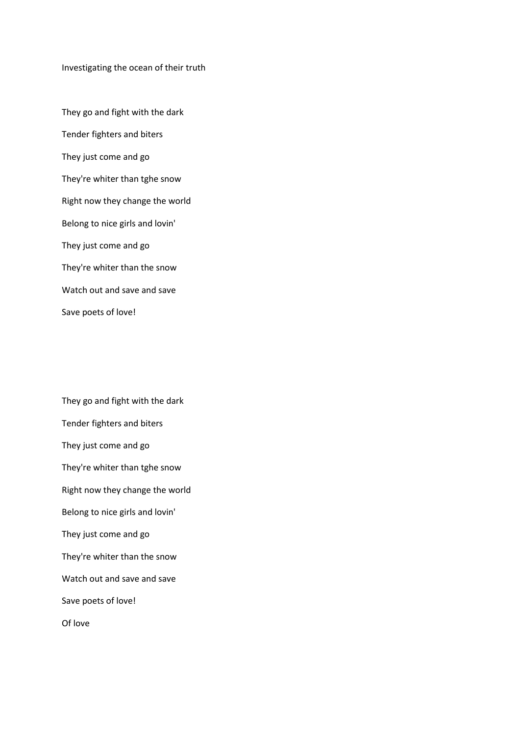Investigating the ocean of their truth

They go and fight with the dark

Tender fighters and biters

They just come and go

They're whiter than tghe snow

Right now they change the world

Belong to nice girls and lovin'

They just come and go

They're whiter than the snow

Watch out and save and save

Save poets of love!

They go and fight with the dark

Tender fighters and biters

They just come and go

They're whiter than tghe snow

Right now they change the world

Belong to nice girls and lovin'

They just come and go

They're whiter than the snow

Watch out and save and save

Save poets of love!

Of love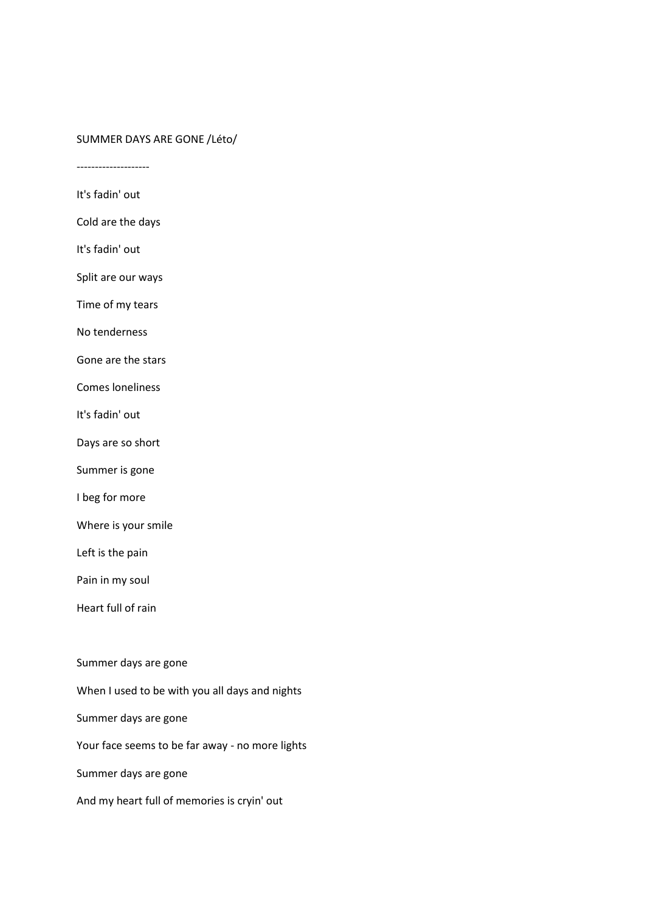SUMMER DAYS ARE GONE /Léto/

--------------------

It's fadin' out

Cold are the days

It's fadin' out

Split are our ways

Time of my tears

No tenderness

Gone are the stars

Comes loneliness

It's fadin' out

Days are so short

Summer is gone

I beg for more

Where is your smile

Left is the pain

Pain in my soul

Heart full of rain

Summer days are gone

When I used to be with you all days and nights

Summer days are gone

Your face seems to be far away - no more lights

Summer days are gone

And my heart full of memories is cryin' out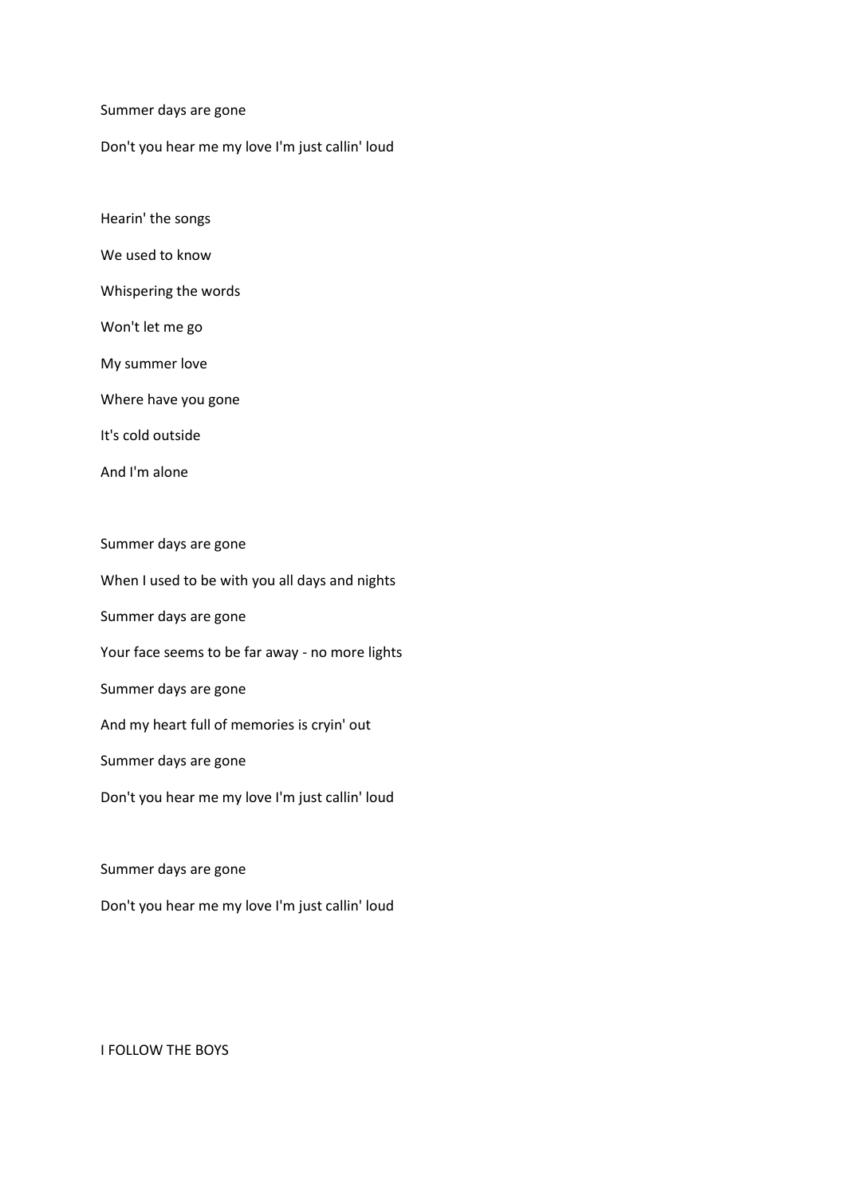Summer days are gone

Don't you hear me my love I'm just callin' loud

Hearin' the songs

We used to know

Whispering the words

Won't let me go

My summer love

Where have you gone

It's cold outside

And I'm alone

Summer days are gone

When I used to be with you all days and nights

Summer days are gone

Your face seems to be far away - no more lights

Summer days are gone

And my heart full of memories is cryin' out

Summer days are gone

Don't you hear me my love I'm just callin' loud

Summer days are gone

Don't you hear me my love I'm just callin' loud

I FOLLOW THE BOYS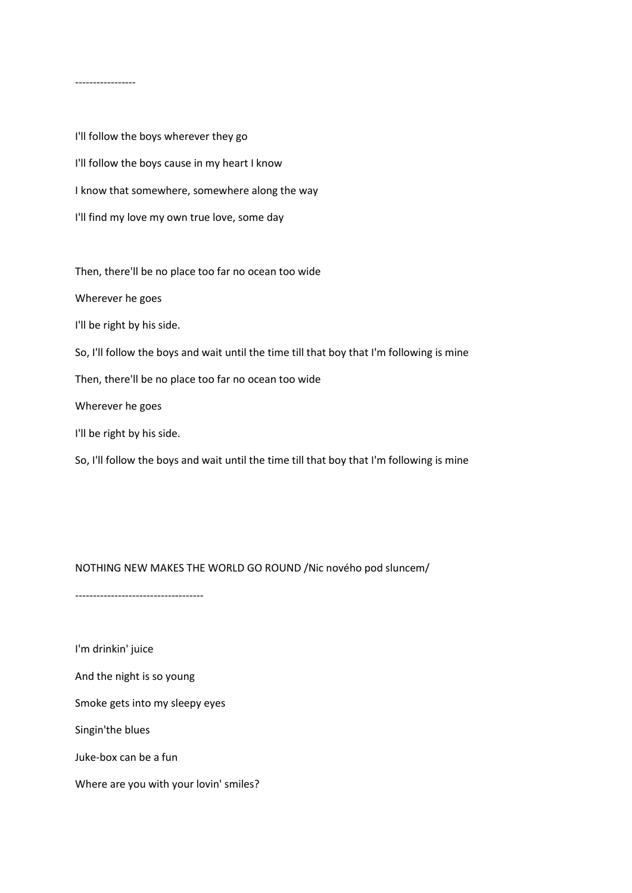-----------------

I'll follow the boys wherever they go

I'll follow the boys cause in my heart I know

I know that somewhere, somewhere along the way

I'll find my love my own true love, some day

Then, there'll be no place too far no ocean too wide

Wherever he goes

I'll be right by his side.

So, I'll follow the boys and wait until the time till that boy that I'm following is mine

Then, there'll be no place too far no ocean too wide

Wherever he goes

I'll be right by his side.

So, I'll follow the boys and wait until the time till that boy that I'm following is mine

NOTHING NEW MAKES THE WORLD GO ROUND /Nic nového pod sluncem/

------------------------------------

I'm drinkin' juice

And the night is so young

Smoke gets into my sleepy eyes

Singin'the blues

Juke-box can be a fun

Where are you with your lovin' smiles?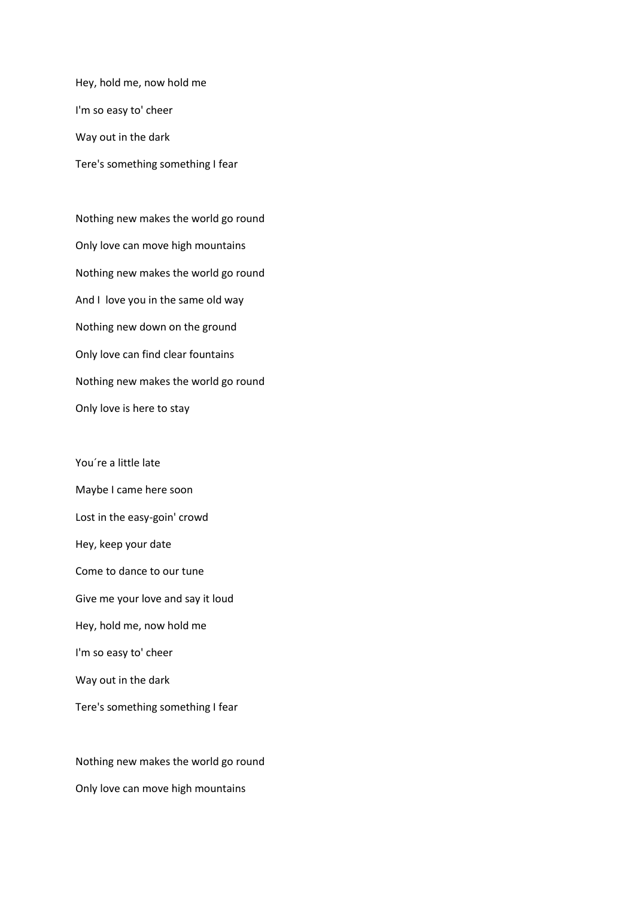Hey, hold me, now hold me

I'm so easy to' cheer

Way out in the dark

Tere's something something I fear

Nothing new makes the world go round

Only love can move high mountains

Nothing new makes the world go round

And I  love you in the same old way

Nothing new down on the ground

Only love can find clear fountains

Nothing new makes the world go round

Only love is here to stay

You´re a little late

Maybe I came here soon

Lost in the easy-goin' crowd

Hey, keep your date

Come to dance to our tune

Give me your love and say it loud

Hey, hold me, now hold me

I'm so easy to' cheer

Way out in the dark

Tere's something something I fear

Nothing new makes the world go round

Only love can move high mountains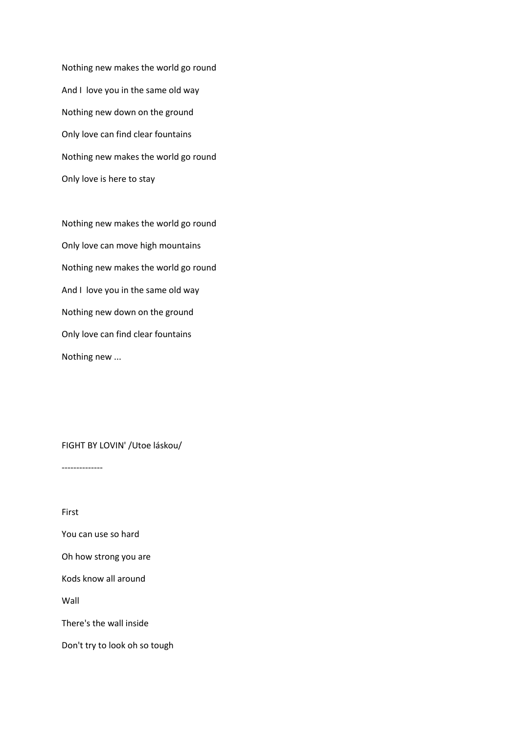Nothing new makes the world go round

And I love you in the same old way

Nothing new down on the ground

Only love can find clear fountains

Nothing new makes the world go round

Only love is here to stay

Nothing new makes the world go round

Only love can move high mountains

Nothing new makes the world go round

And I love you in the same old way

Nothing new down on the ground

Only love can find clear fountains

Nothing new ...

FIGHT BY LOVIN' /Utoe láskou/

--------------

First

You can use so hard

Oh how strong you are

Kods know all around

Wall

There's the wall inside

Don't try to look oh so tough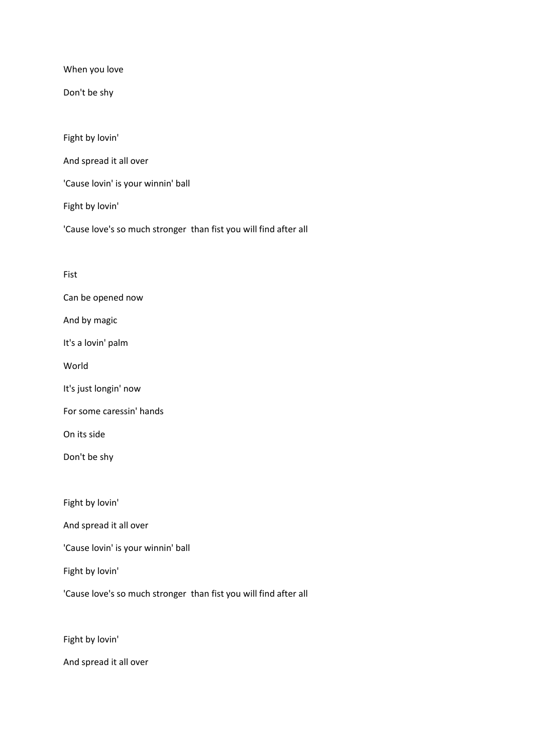When you love

Don't be shy

Fight by lovin'

And spread it all over

'Cause lovin' is your winnin' ball

Fight by lovin'

'Cause love's so much stronger  than fist you will find after all

Fist

Can be opened now

And by magic

It's a lovin' palm

World

It's just longin' now

For some caressin' hands

On its side

Don't be shy

Fight by lovin'

And spread it all over

'Cause lovin' is your winnin' ball

Fight by lovin'

'Cause love's so much stronger  than fist you will find after all

Fight by lovin'

And spread it all over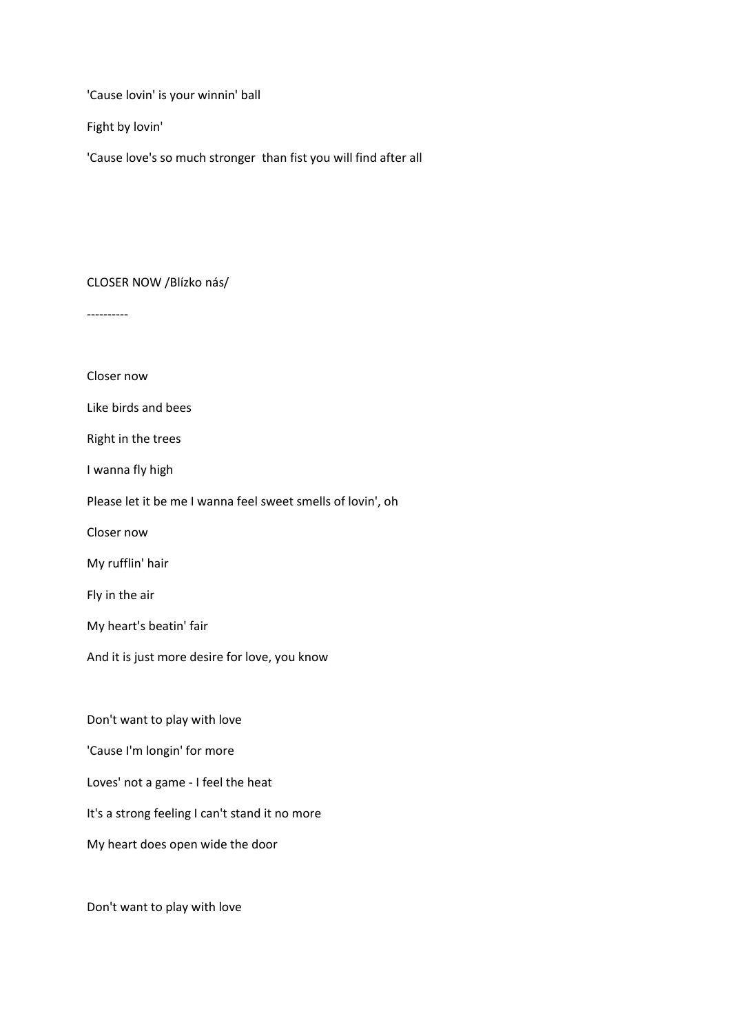'Cause lovin' is your winnin' ball

Fight by lovin'

'Cause love's so much stronger  than fist you will find after all

CLOSER NOW /Blízko nás/

----------

Closer now

Like birds and bees

Right in the trees

I wanna fly high

Please let it be me I wanna feel sweet smells of lovin', oh

Closer now

My rufflin' hair

Fly in the air

My heart's beatin' fair

And it is just more desire for love, you know

Don't want to play with love

'Cause I'm longin' for more

Loves' not a game - I feel the heat

It's a strong feeling I can't stand it no more

My heart does open wide the door

Don't want to play with love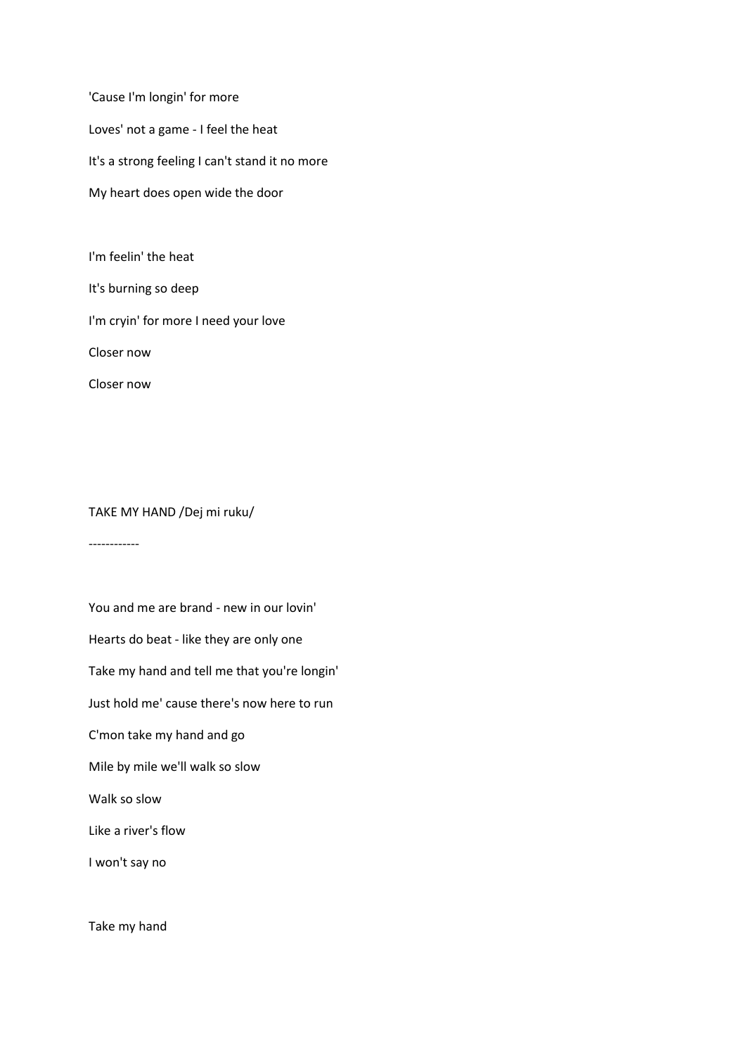'Cause I'm longin' for more

Loves' not a game - I feel the heat

It's a strong feeling I can't stand it no more

My heart does open wide the door

I'm feelin' the heat

It's burning so deep

I'm cryin' for more I need your love

Closer now

Closer now

TAKE MY HAND /Dej mi ruku/

------------

You and me are brand - new in our lovin'

Hearts do beat - like they are only one

Take my hand and tell me that you're longin'

Just hold me' cause there's now here to run

C'mon take my hand and go

Mile by mile we'll walk so slow

Walk so slow

Like a river's flow

I won't say no

Take my hand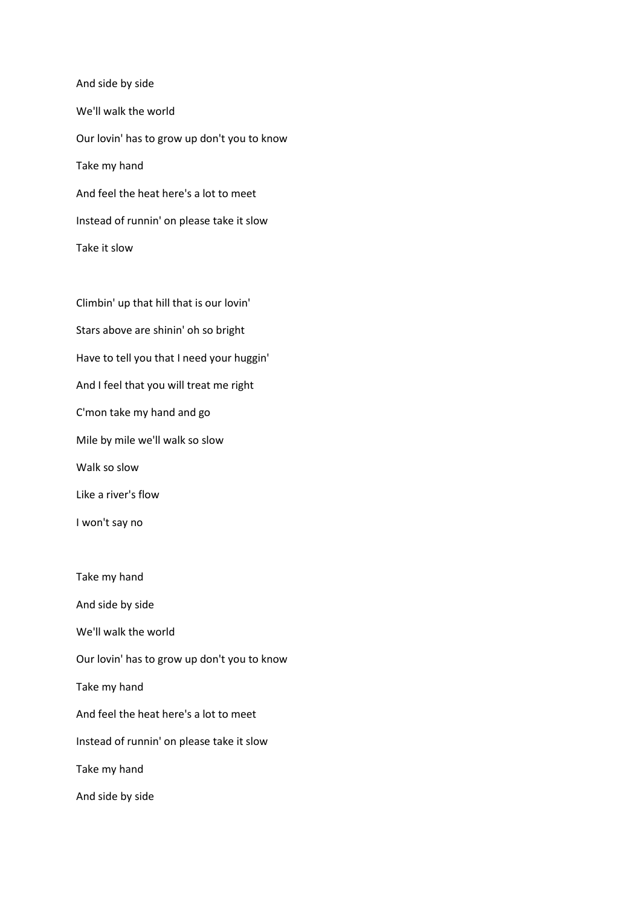And side by side

We'll walk the world

Our lovin' has to grow up don't you to know

Take my hand

And feel the heat here's a lot to meet

Instead of runnin' on please take it slow

Take it slow

Climbin' up that hill that is our lovin'

Stars above are shinin' oh so bright

Have to tell you that I need your huggin'

And I feel that you will treat me right

C'mon take my hand and go

Mile by mile we'll walk so slow

Walk so slow

Like a river's flow

I won't say no

Take my hand

And side by side

We'll walk the world

Our lovin' has to grow up don't you to know

Take my hand

And feel the heat here's a lot to meet

Instead of runnin' on please take it slow

Take my hand

And side by side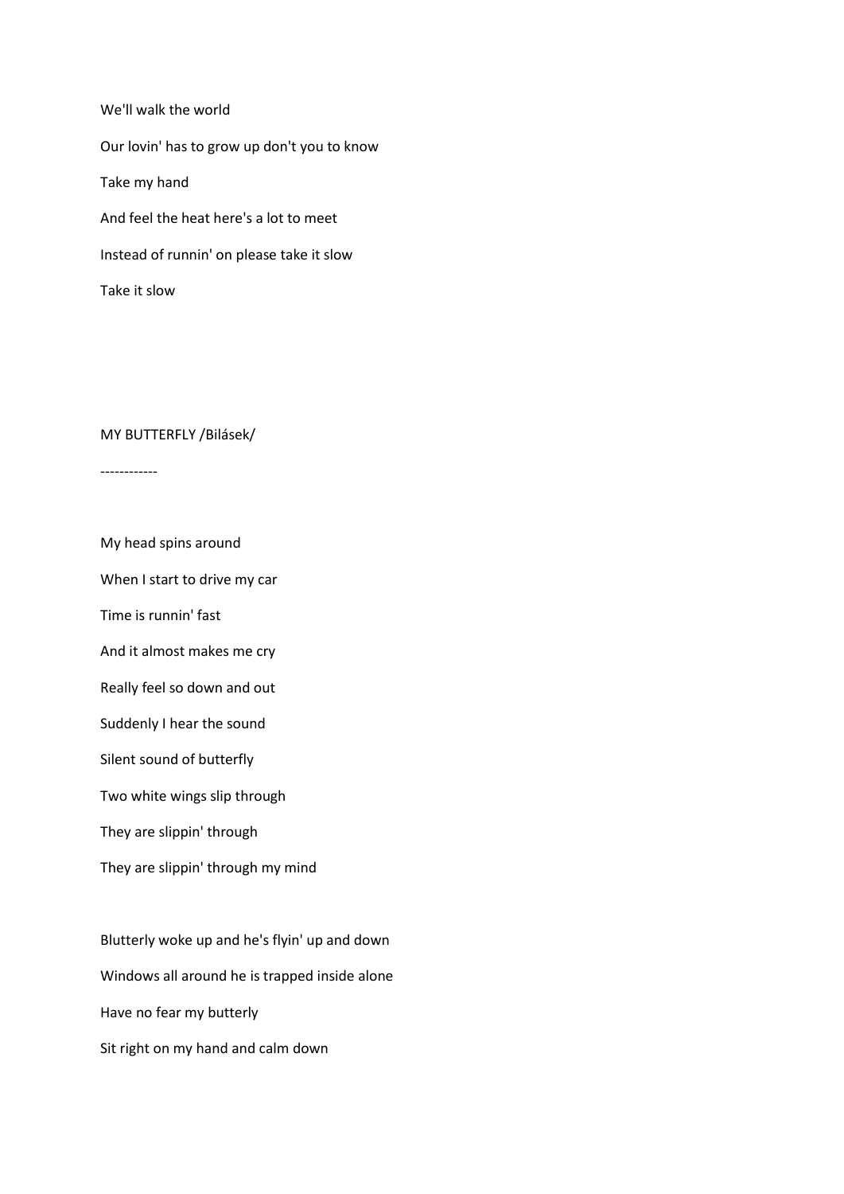We'll walk the world

Our lovin' has to grow up don't you to know

Take my hand

And feel the heat here's a lot to meet

Instead of runnin' on please take it slow

Take it slow

MY BUTTERFLY /Bilásek/

------------

My head spins around

When I start to drive my car

Time is runnin' fast

And it almost makes me cry

Really feel so down and out

Suddenly I hear the sound

Silent sound of butterfly

Two white wings slip through

They are slippin' through

They are slippin' through my mind

Blutterly woke up and he's flyin' up and down

Windows all around he is trapped inside alone

Have no fear my butterly

Sit right on my hand and calm down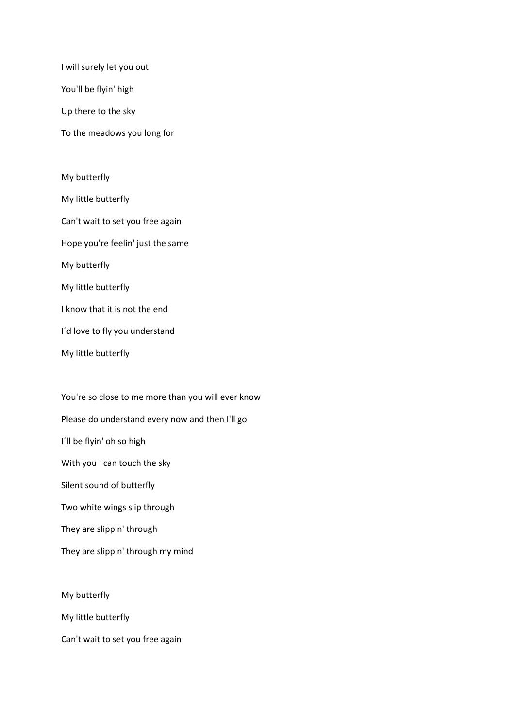I will surely let you out

You'll be flyin' high

Up there to the sky

To the meadows you long for

My butterfly

My little butterfly

Can't wait to set you free again

Hope you're feelin' just the same

My butterfly

My little butterfly

I know that it is not the end

I´d love to fly you understand

My little butterfly

You're so close to me more than you will ever know

Please do understand every now and then I'll go

I´ll be flyin' oh so high

With you I can touch the sky

Silent sound of butterfly

Two white wings slip through

They are slippin' through

They are slippin' through my mind

My butterfly

My little butterfly

Can't wait to set you free again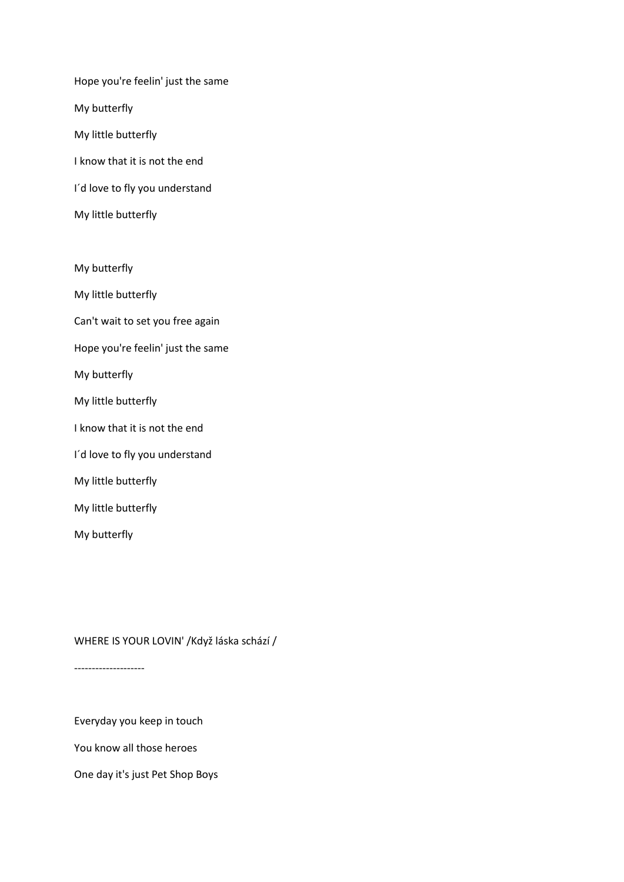Hope you're feelin' just the same

My butterfly

My little butterfly

I know that it is not the end

I´d love to fly you understand

My little butterfly

My butterfly

My little butterfly

Can't wait to set you free again

Hope you're feelin' just the same

My butterfly

My little butterfly

I know that it is not the end

I´d love to fly you understand

My little butterfly

My little butterfly

My butterfly

WHERE IS YOUR LOVIN' /Když láska schází /

--------------------

Everyday you keep in touch

You know all those heroes

One day it's just Pet Shop Boys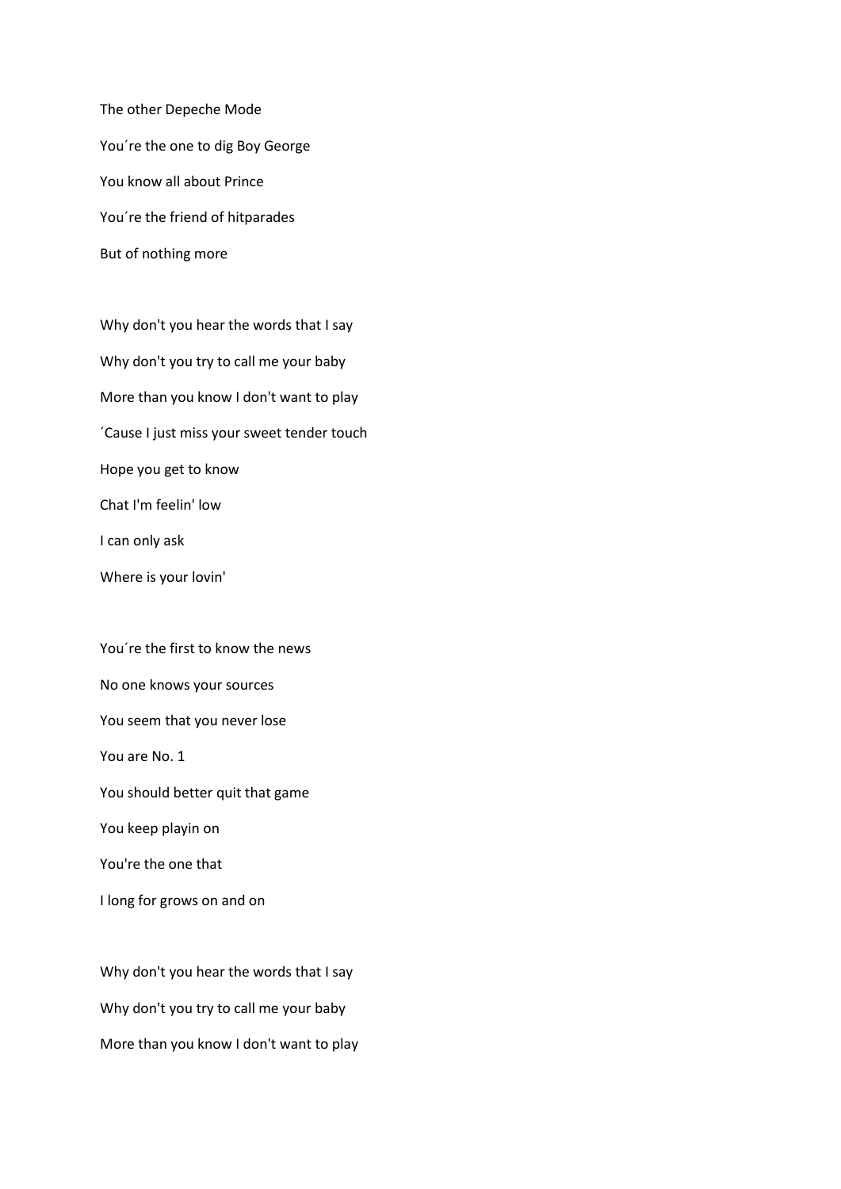The other Depeche Mode

You´re the one to dig Boy George

You know all about Prince

You´re the friend of hitparades

But of nothing more

Why don't you hear the words that I say

Why don't you try to call me your baby

More than you know I don't want to play

´Cause I just miss your sweet tender touch

Hope you get to know

Chat I'm feelin' low

I can only ask

Where is your lovin'

You´re the first to know the news

No one knows your sources

You seem that you never lose

You are No. 1

You should better quit that game

You keep playin on

You're the one that

I long for grows on and on

Why don't you hear the words that I say

Why don't you try to call me your baby

More than you know I don't want to play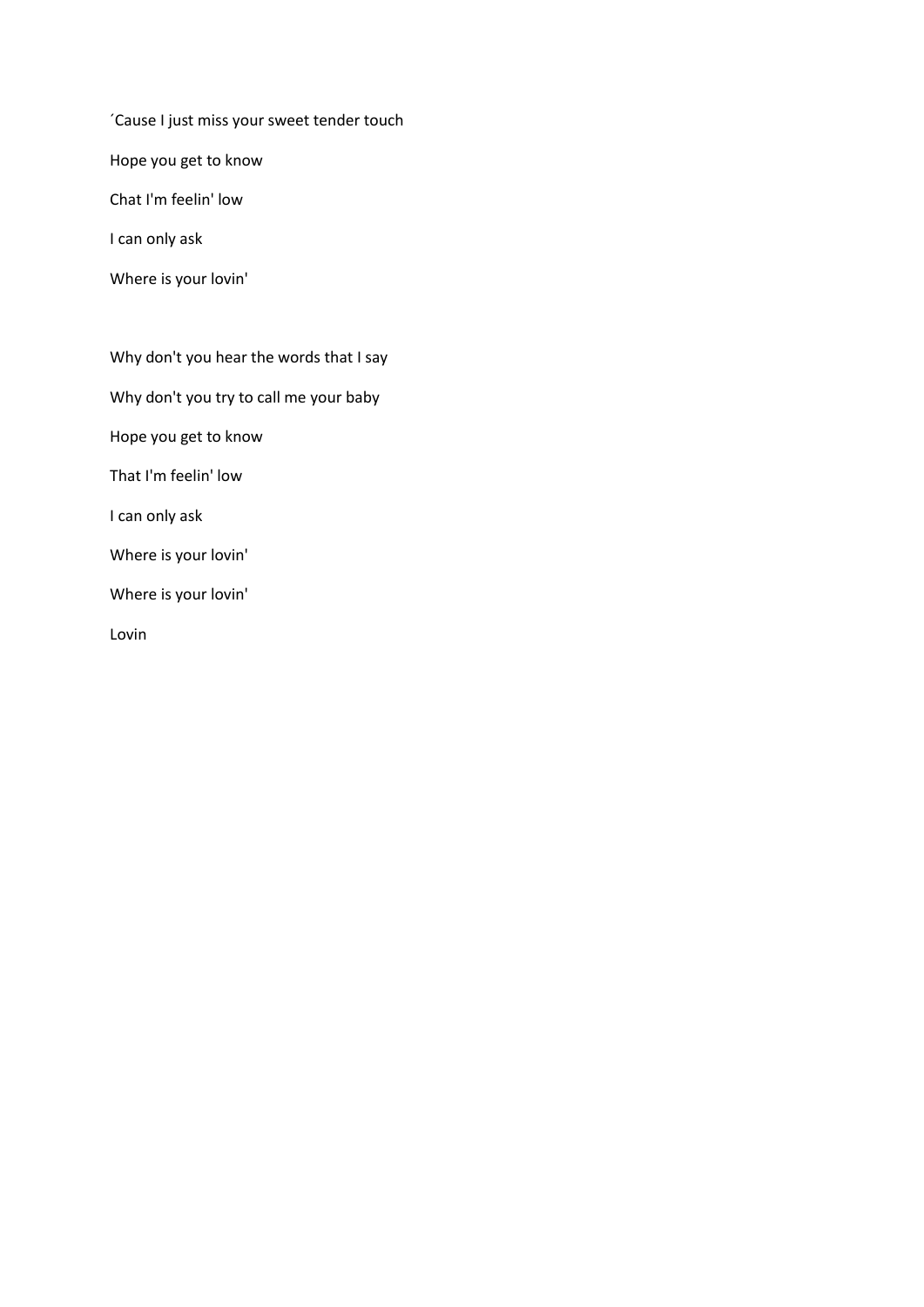´Cause I just miss your sweet tender touch

Hope you get to know

Chat I'm feelin' low

I can only ask

Where is your lovin'

Why don't you hear the words that I say

Why don't you try to call me your baby

Hope you get to know

That I'm feelin' low

I can only ask

Where is your lovin'

Where is your lovin'

Lovin